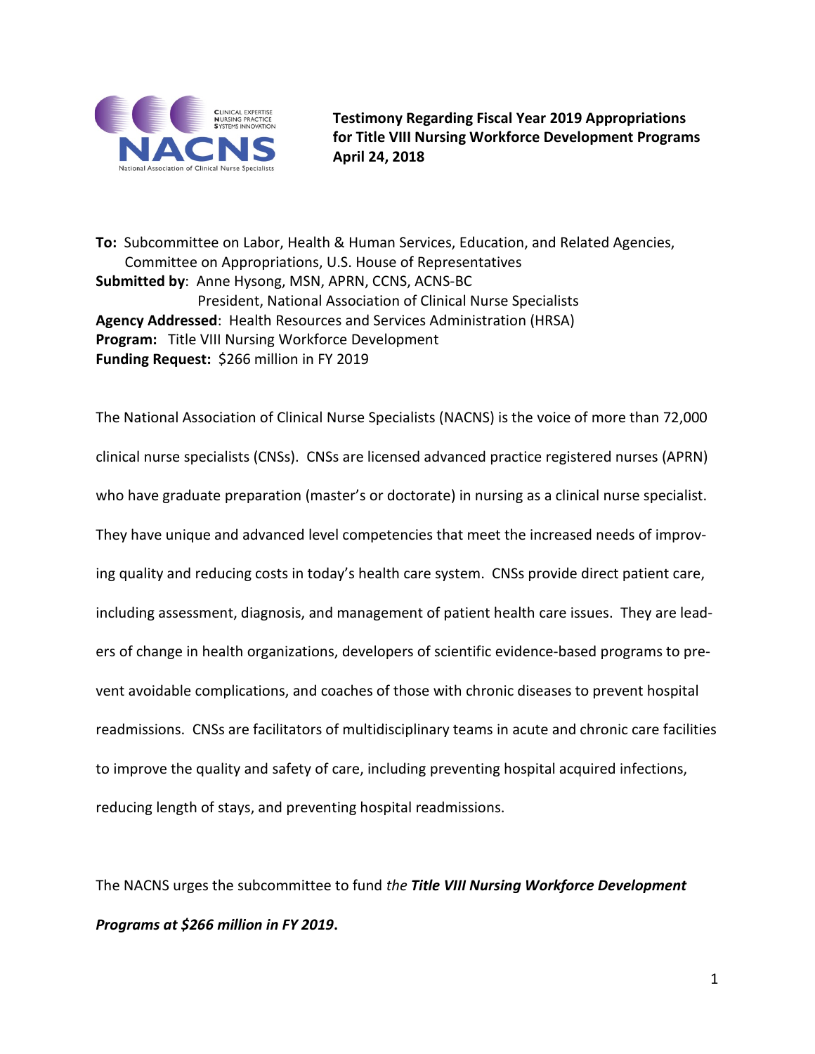CLINICAL EXPERTISE
NURSING PRACTICE
SYSTEMS INNOVATION
NACNS
National Association of Clinical Nurse Specialists

**Testimony Regarding Fiscal Year 2019 Appropriations for Title VIII Nursing Workforce Development Programs**
**April 24, 2018**

**To:** Subcommittee on Labor, Health & Human Services, Education, and Related Agencies, Committee on Appropriations, U.S. House of Representatives
**Submitted by**: Anne Hysong, MSN, APRN, CCNS, ACNS-BC
President, National Association of Clinical Nurse Specialists
**Agency Addressed**: Health Resources and Services Administration (HRSA)
**Program:** Title VIII Nursing Workforce Development
**Funding Request:** $266 million in FY 2019

The National Association of Clinical Nurse Specialists (NACNS) is the voice of more than 72,000 clinical nurse specialists (CNSs). CNSs are licensed advanced practice registered nurses (APRN) who have graduate preparation (master's or doctorate) in nursing as a clinical nurse specialist. They have unique and advanced level competencies that meet the increased needs of improving quality and reducing costs in today's health care system. CNSs provide direct patient care, including assessment, diagnosis, and management of patient health care issues. They are leaders of change in health organizations, developers of scientific evidence-based programs to prevent avoidable complications, and coaches of those with chronic diseases to prevent hospital readmissions. CNSs are facilitators of multidisciplinary teams in acute and chronic care facilities to improve the quality and safety of care, including preventing hospital acquired infections, reducing length of stays, and preventing hospital readmissions.

The NACNS urges the subcommittee to fund *the **Title VIII Nursing Workforce Development Programs at $266 million in FY 2019***.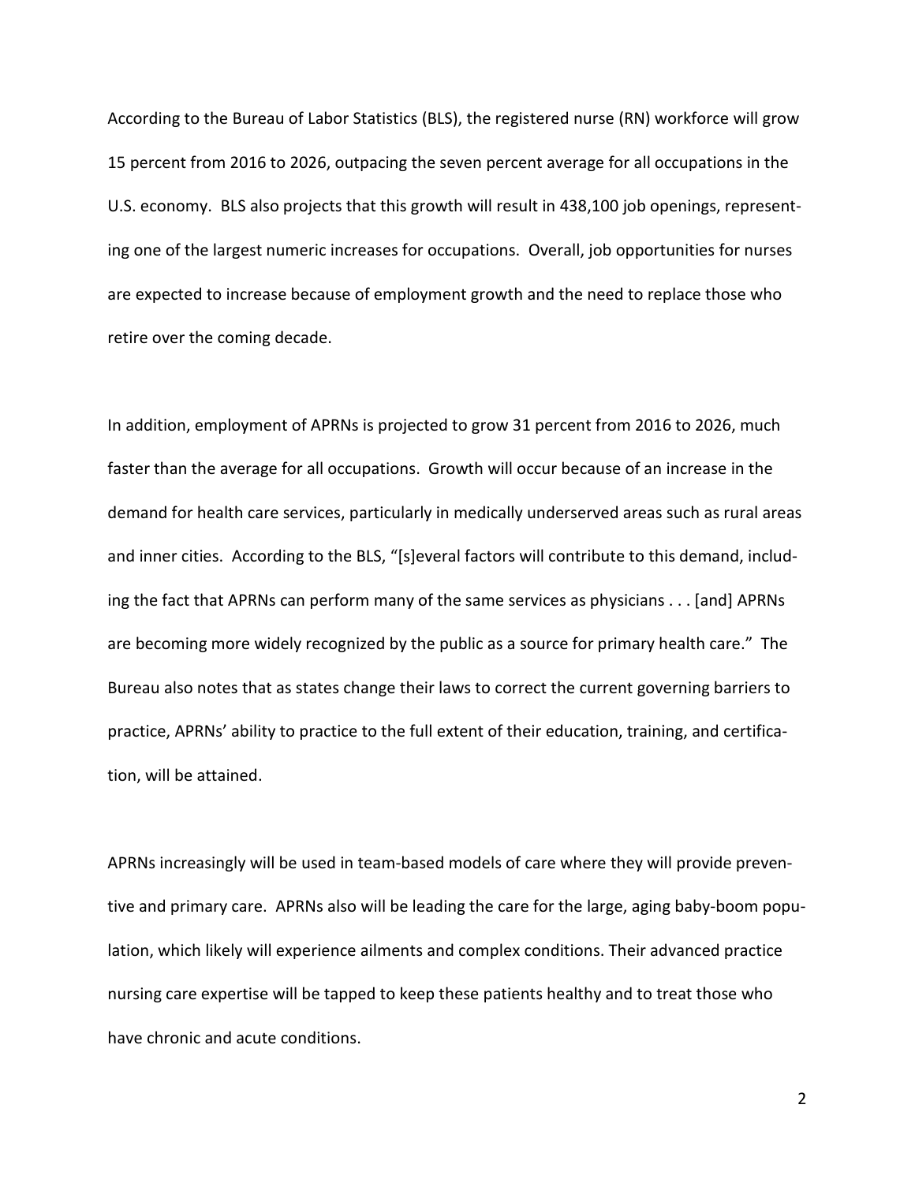According to the Bureau of Labor Statistics (BLS), the registered nurse (RN) workforce will grow 15 percent from 2016 to 2026, outpacing the seven percent average for all occupations in the U.S. economy. BLS also projects that this growth will result in 438,100 job openings, representing one of the largest numeric increases for occupations. Overall, job opportunities for nurses are expected to increase because of employment growth and the need to replace those who retire over the coming decade.

In addition, employment of APRNs is projected to grow 31 percent from 2016 to 2026, much faster than the average for all occupations. Growth will occur because of an increase in the demand for health care services, particularly in medically underserved areas such as rural areas and inner cities. According to the BLS, "[s]everal factors will contribute to this demand, including the fact that APRNs can perform many of the same services as physicians . . . [and] APRNs are becoming more widely recognized by the public as a source for primary health care." The Bureau also notes that as states change their laws to correct the current governing barriers to practice, APRNs' ability to practice to the full extent of their education, training, and certification, will be attained.

APRNs increasingly will be used in team-based models of care where they will provide preventive and primary care. APRNs also will be leading the care for the large, aging baby-boom population, which likely will experience ailments and complex conditions. Their advanced practice nursing care expertise will be tapped to keep these patients healthy and to treat those who have chronic and acute conditions.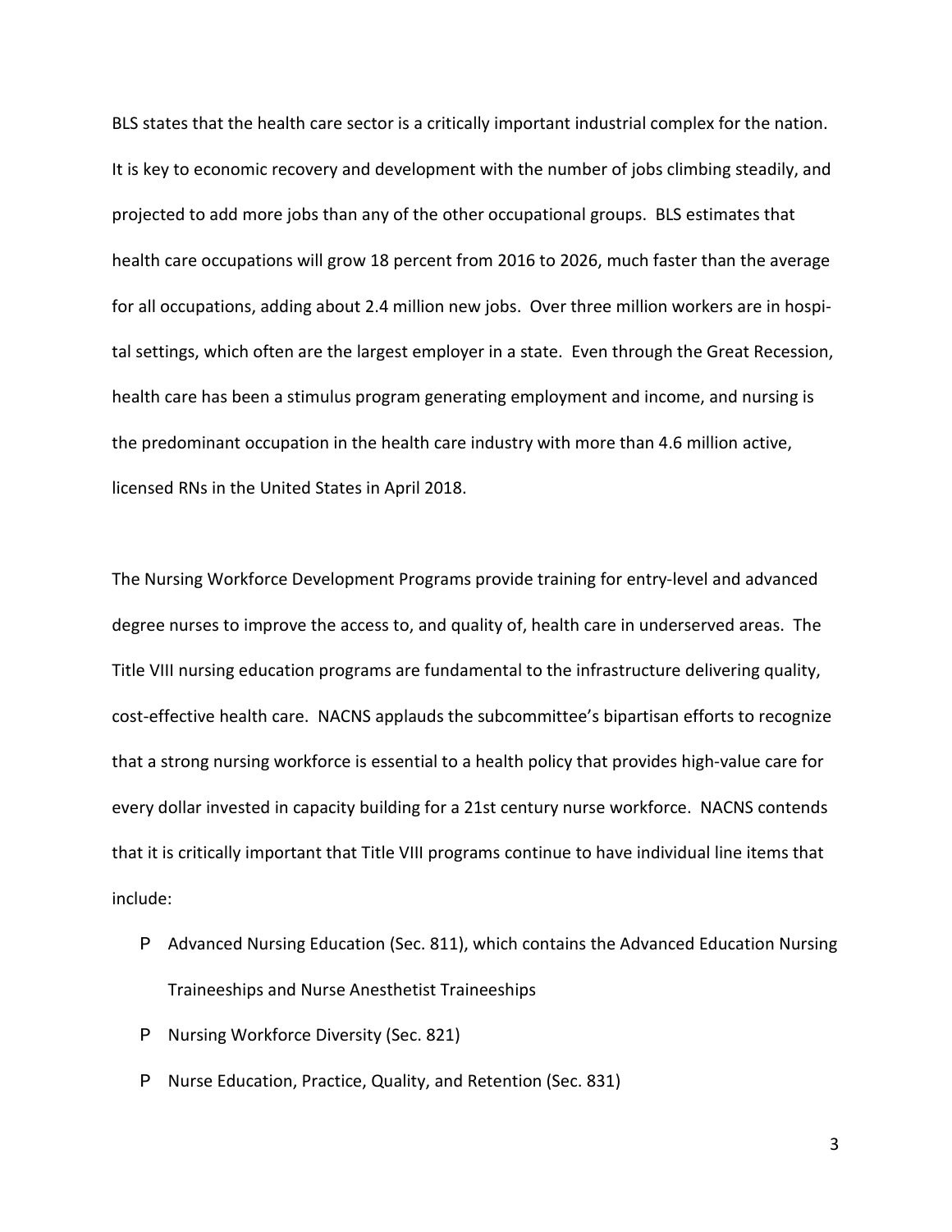BLS states that the health care sector is a critically important industrial complex for the nation. It is key to economic recovery and development with the number of jobs climbing steadily, and projected to add more jobs than any of the other occupational groups. BLS estimates that health care occupations will grow 18 percent from 2016 to 2026, much faster than the average for all occupations, adding about 2.4 million new jobs. Over three million workers are in hospital settings, which often are the largest employer in a state. Even through the Great Recession, health care has been a stimulus program generating employment and income, and nursing is the predominant occupation in the health care industry with more than 4.6 million active, licensed RNs in the United States in April 2018.

The Nursing Workforce Development Programs provide training for entry-level and advanced degree nurses to improve the access to, and quality of, health care in underserved areas. The Title VIII nursing education programs are fundamental to the infrastructure delivering quality, cost-effective health care. NACNS applauds the subcommittee's bipartisan efforts to recognize that a strong nursing workforce is essential to a health policy that provides high-value care for every dollar invested in capacity building for a 21st century nurse workforce. NACNS contends that it is critically important that Title VIII programs continue to have individual line items that include:

- Advanced Nursing Education (Sec. 811), which contains the Advanced Education Nursing Traineeships and Nurse Anesthetist Traineeships
- Nursing Workforce Diversity (Sec. 821)
- Nurse Education, Practice, Quality, and Retention (Sec. 831)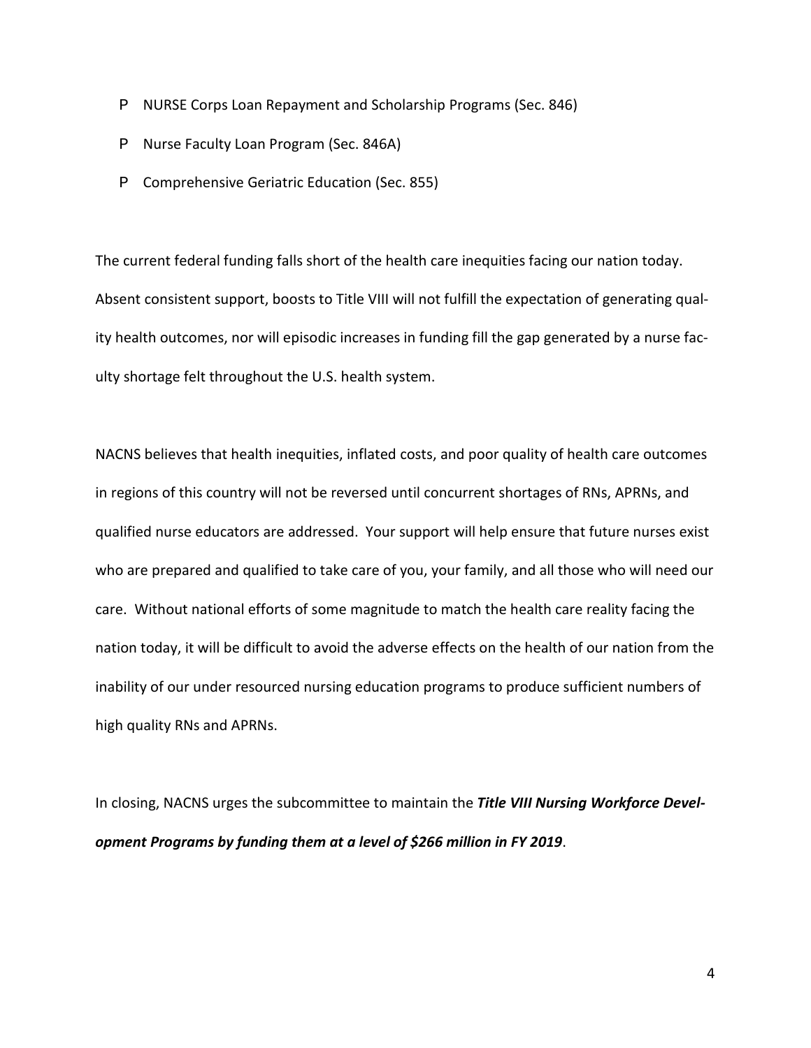- NURSE Corps Loan Repayment and Scholarship Programs (Sec. 846)
- Nurse Faculty Loan Program (Sec. 846A)
- Comprehensive Geriatric Education (Sec. 855)

The current federal funding falls short of the health care inequities facing our nation today. Absent consistent support, boosts to Title VIII will not fulfill the expectation of generating quality health outcomes, nor will episodic increases in funding fill the gap generated by a nurse faculty shortage felt throughout the U.S. health system.

NACNS believes that health inequities, inflated costs, and poor quality of health care outcomes in regions of this country will not be reversed until concurrent shortages of RNs, APRNs, and qualified nurse educators are addressed. Your support will help ensure that future nurses exist who are prepared and qualified to take care of you, your family, and all those who will need our care. Without national efforts of some magnitude to match the health care reality facing the nation today, it will be difficult to avoid the adverse effects on the health of our nation from the inability of our under resourced nursing education programs to produce sufficient numbers of high quality RNs and APRNs.

In closing, NACNS urges the subcommittee to maintain the ***Title VIII Nursing Workforce Development Programs by funding them at a level of $266 million in FY 2019***.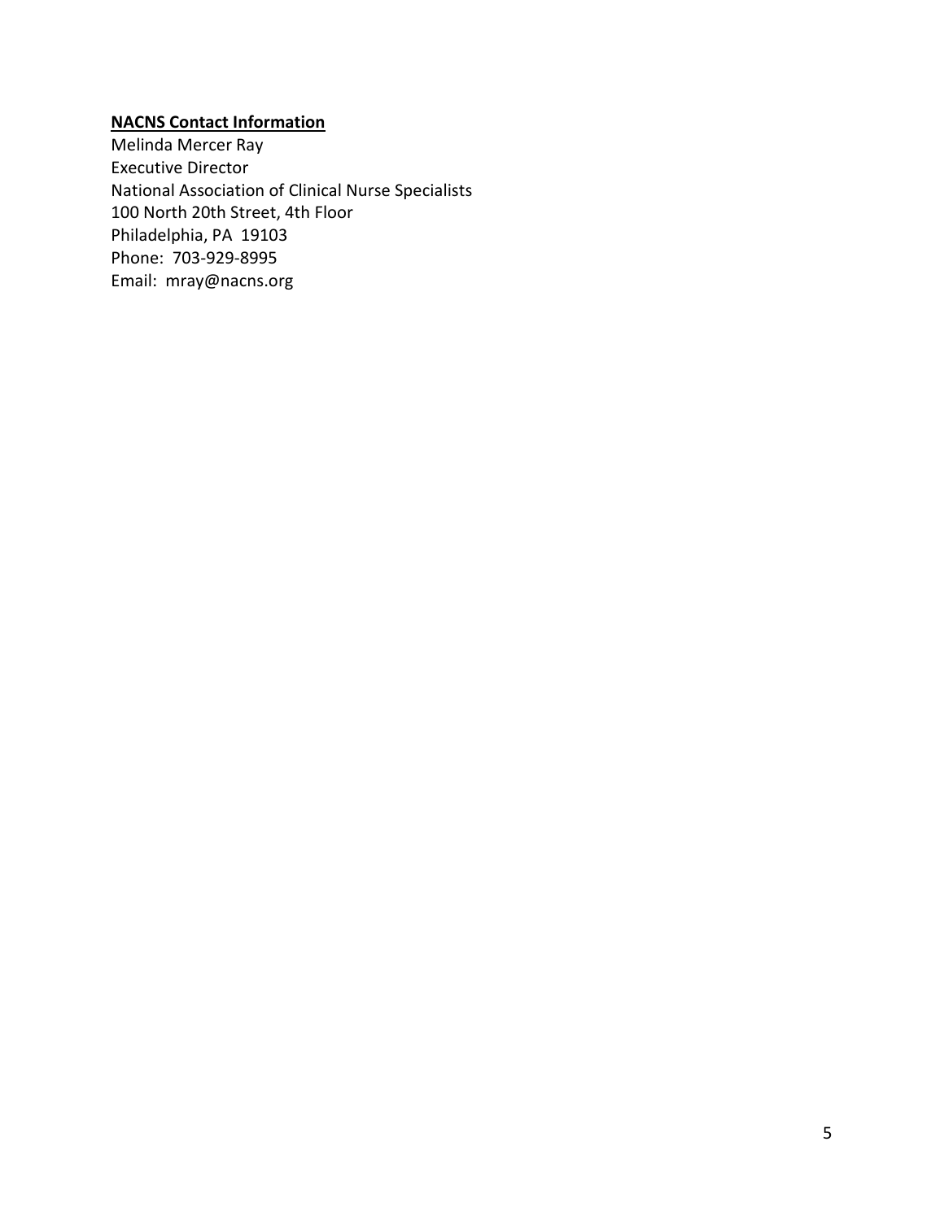**<u>NACNS Contact Information</u>**

Melinda Mercer Ray
Executive Director
National Association of Clinical Nurse Specialists
100 North 20th Street, 4th Floor
Philadelphia, PA 19103
Phone: 703-929-8995
Email: mray@nacns.org